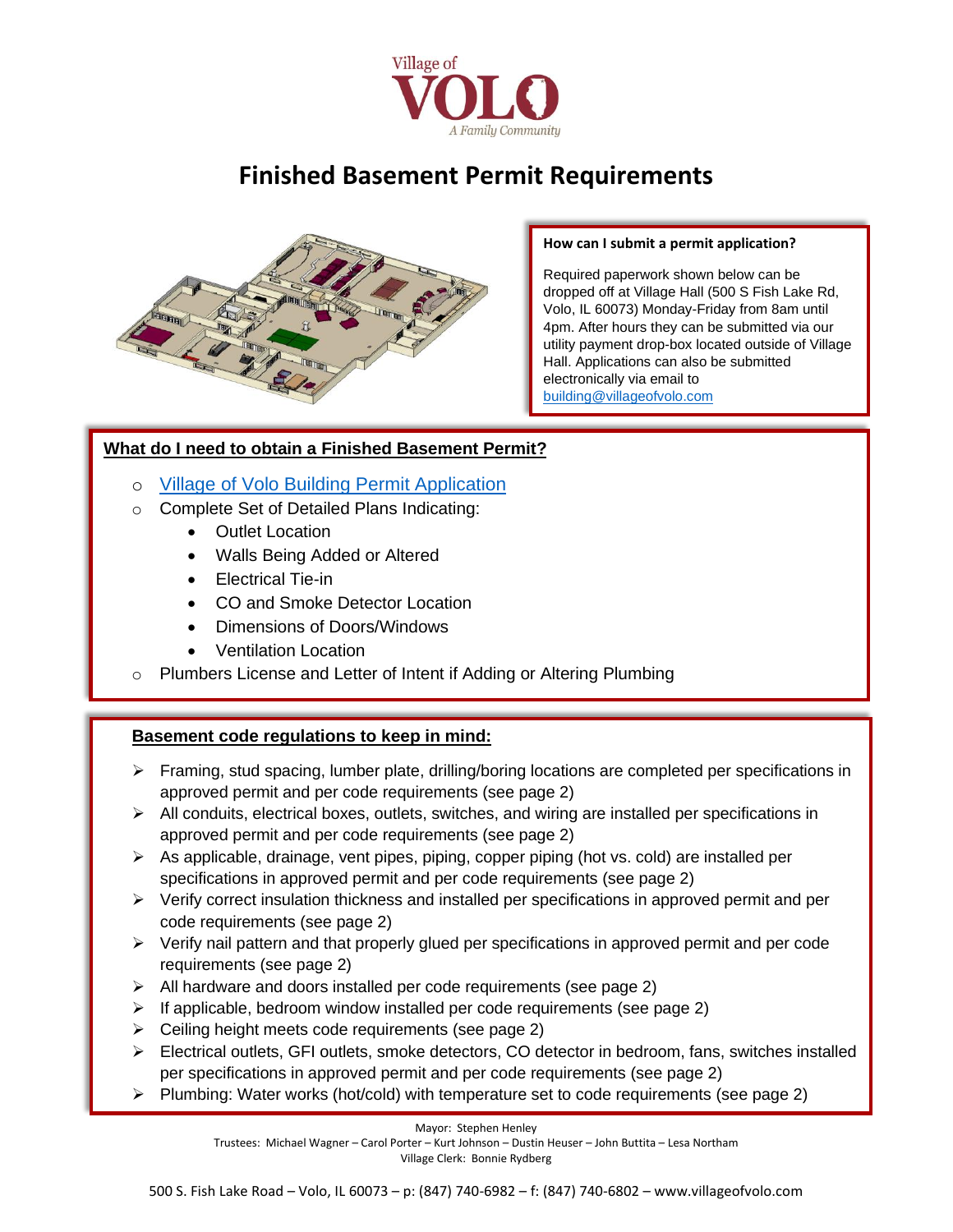Village of
VOLO
A Family Community

# Finished Basement Permit Requirements

**How can I submit a permit application?**

Required paperwork shown below can be dropped off at Village Hall (500 S Fish Lake Rd, Volo, IL 60073) Monday-Friday from 8am until 4pm. After hours they can be submitted via our utility payment drop-box located outside of Village Hall. Applications can also be submitted electronically via email to building@villageofvolo.com

## What do I need to obtain a Finished Basement Permit?

- Village of Volo Building Permit Application
- Complete Set of Detailed Plans Indicating:
  - Outlet Location
  - Walls Being Added or Altered
  - Electrical Tie-in
  - CO and Smoke Detector Location
  - Dimensions of Doors/Windows
  - Ventilation Location
- Plumbers License and Letter of Intent if Adding or Altering Plumbing

## Basement code regulations to keep in mind:

- Framing, stud spacing, lumber plate, drilling/boring locations are completed per specifications in approved permit and per code requirements (see page 2)
- All conduits, electrical boxes, outlets, switches, and wiring are installed per specifications in approved permit and per code requirements (see page 2)
- As applicable, drainage, vent pipes, piping, copper piping (hot vs. cold) are installed per specifications in approved permit and per code requirements (see page 2)
- Verify correct insulation thickness and installed per specifications in approved permit and per code requirements (see page 2)
- Verify nail pattern and that properly glued per specifications in approved permit and per code requirements (see page 2)
- All hardware and doors installed per code requirements (see page 2)
- If applicable, bedroom window installed per code requirements (see page 2)
- Ceiling height meets code requirements (see page 2)
- Electrical outlets, GFI outlets, smoke detectors, CO detector in bedroom, fans, switches installed per specifications in approved permit and per code requirements (see page 2)
- Plumbing: Water works (hot/cold) with temperature set to code requirements (see page 2)

Mayor: Stephen Henley
Trustees: Michael Wagner – Carol Porter – Kurt Johnson – Dustin Heuser – John Buttita – Lesa Northam
Village Clerk: Bonnie Rydberg

500 S. Fish Lake Road – Volo, IL 60073 – p: (847) 740-6982 – f: (847) 740-6802 – www.villageofvolo.com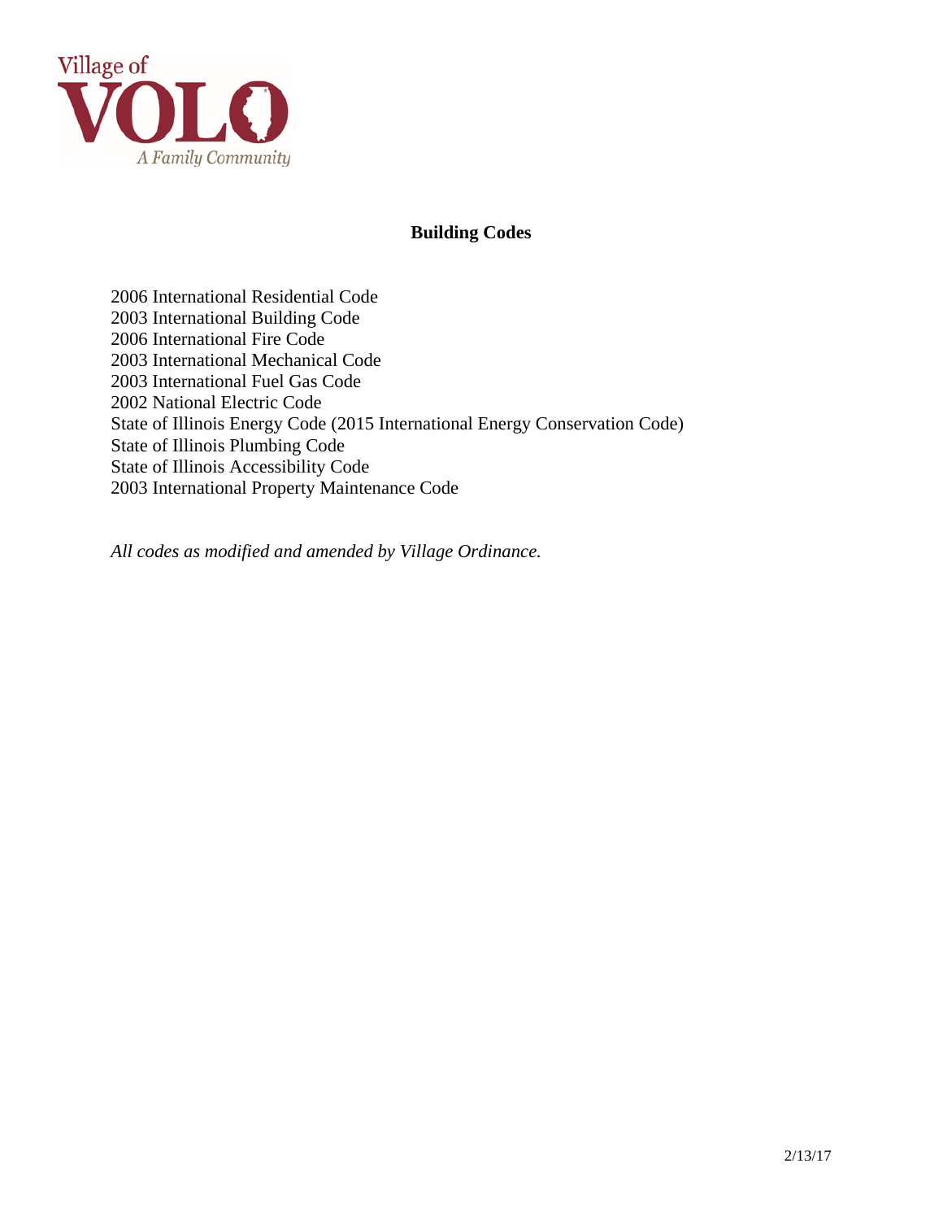Village of

VOLO

A Family Community

## Building Codes

2006 International Residential Code
2003 International Building Code
2006 International Fire Code
2003 International Mechanical Code
2003 International Fuel Gas Code
2002 National Electric Code
State of Illinois Energy Code (2015 International Energy Conservation Code)
State of Illinois Plumbing Code
State of Illinois Accessibility Code
2003 International Property Maintenance Code

*All codes as modified and amended by Village Ordinance.*

2/13/17